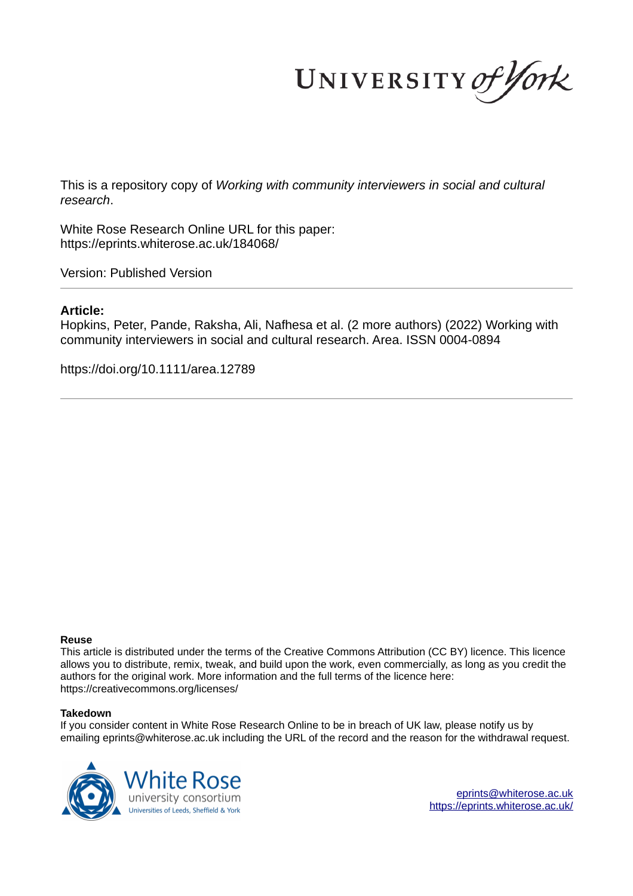This is a repository copy of *Working with community interviewers in social and cultural research*.

White Rose Research Online URL for this paper:
https://eprints.whiterose.ac.uk/184068/

Version: Published Version

**Article:**

Hopkins, Peter, Pande, Raksha, Ali, Nafhesa et al. (2 more authors) (2022) Working with community interviewers in social and cultural research. Area. ISSN 0004-0894

https://doi.org/10.1111/area.12789

---

**Reuse**

This article is distributed under the terms of the Creative Commons Attribution (CC BY) licence. This licence allows you to distribute, remix, tweak, and build upon the work, even commercially, as long as you credit the authors for the original work. More information and the full terms of the licence here: https://creativecommons.org/licenses/

**Takedown**

If you consider content in White Rose Research Online to be in breach of UK law, please notify us by emailing eprints@whiterose.ac.uk including the URL of the record and the reason for the withdrawal request.

eprints@whiterose.ac.uk
https://eprints.whiterose.ac.uk/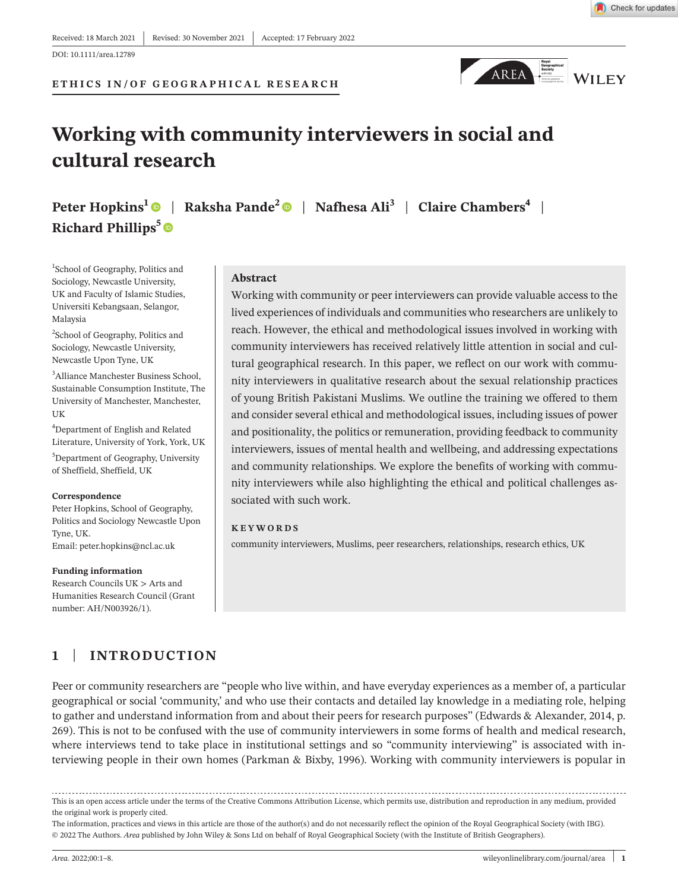Received: 18 March 2021 | Revised: 30 November 2021 | Accepted: 17 February 2022

DOI: 10.1111/area.12789

ETHICS IN/OF GEOGRAPHICAL RESEARCH

# Working with community interviewers in social and cultural research

**Peter Hopkins[1] | Raksha Pande[2] | Nafhesa Ali[3] | Claire Chambers[4] | Richard Phillips[5]**

[1]School of Geography, Politics and Sociology, Newcastle University, UK and Faculty of Islamic Studies, Universiti Kebangsaan, Selangor, Malaysia

[2]School of Geography, Politics and Sociology, Newcastle University, Newcastle Upon Tyne, UK

[3]Alliance Manchester Business School, Sustainable Consumption Institute, The University of Manchester, Manchester, UK

[4]Department of English and Related Literature, University of York, York, UK

[5]Department of Geography, University of Sheffield, Sheffield, UK

**Correspondence**
Peter Hopkins, School of Geography, Politics and Sociology Newcastle Upon Tyne, UK.
Email: peter.hopkins@ncl.ac.uk

**Funding information**
Research Councils UK > Arts and Humanities Research Council (Grant number: AH/N003926/1).

## Abstract

Working with community or peer interviewers can provide valuable access to the lived experiences of individuals and communities who researchers are unlikely to reach. However, the ethical and methodological issues involved in working with community interviewers has received relatively little attention in social and cultural geographical research. In this paper, we reflect on our work with community interviewers in qualitative research about the sexual relationship practices of young British Pakistani Muslims. We outline the training we offered to them and consider several ethical and methodological issues, including issues of power and positionality, the politics or remuneration, providing feedback to community interviewers, issues of mental health and wellbeing, and addressing expectations and community relationships. We explore the benefits of working with community interviewers while also highlighting the ethical and political challenges associated with such work.

**KEYWORDS**

community interviewers, Muslims, peer researchers, relationships, research ethics, UK

## 1 | INTRODUCTION

Peer or community researchers are "people who live within, and have everyday experiences as a member of, a particular geographical or social 'community,' and who use their contacts and detailed lay knowledge in a mediating role, helping to gather and understand information from and about their peers for research purposes" (Edwards & Alexander, 2014, p. 269). This is not to be confused with the use of community interviewers in some forms of health and medical research, where interviews tend to take place in institutional settings and so "community interviewing" is associated with interviewing people in their own homes (Parkman & Bixby, 1996). Working with community interviewers is popular in

This is an open access article under the terms of the Creative Commons Attribution License, which permits use, distribution and reproduction in any medium, provided the original work is properly cited.
The information, practices and views in this article are those of the author(s) and do not necessarily reflect the opinion of the Royal Geographical Society (with IBG).
© 2022 The Authors. *Area* published by John Wiley & Sons Ltd on behalf of Royal Geographical Society (with the Institute of British Geographers).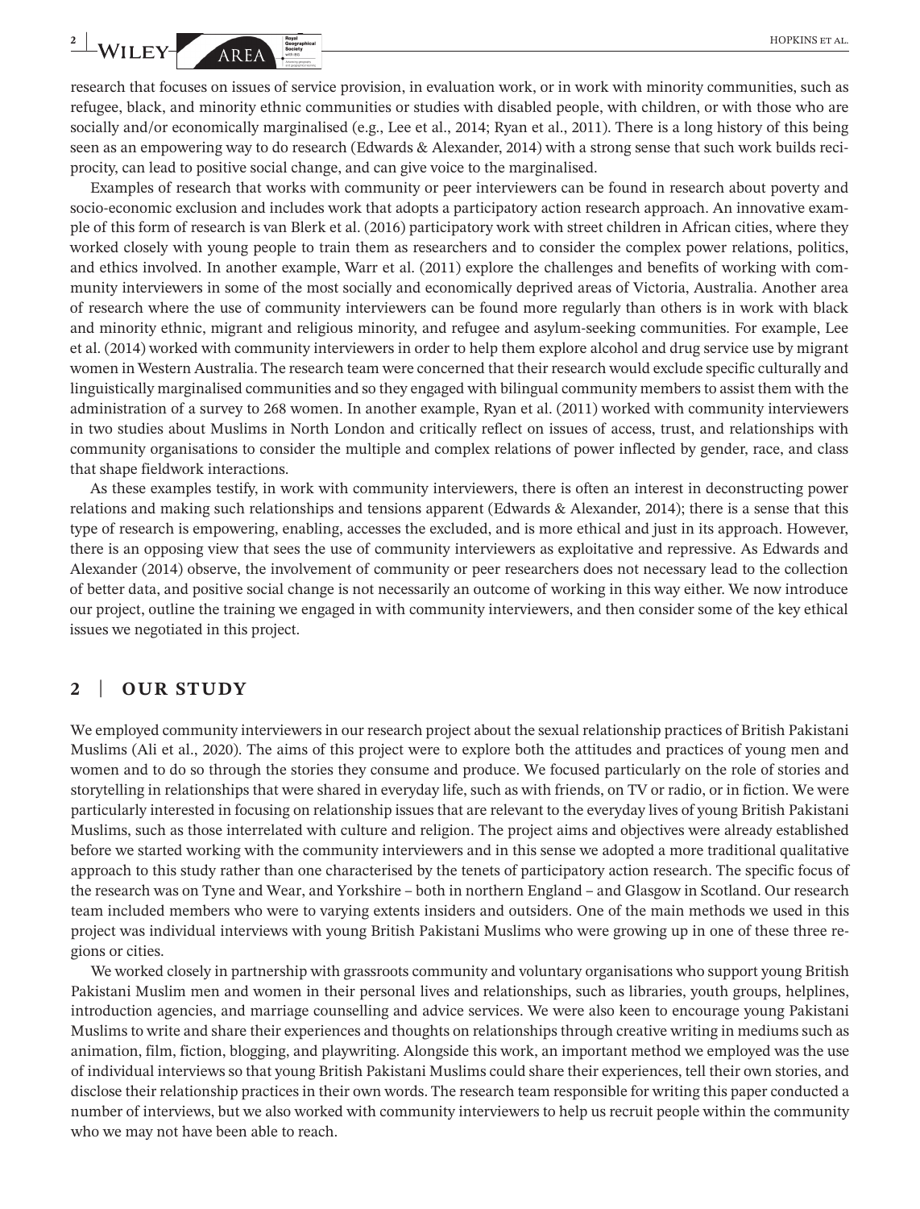research that focuses on issues of service provision, in evaluation work, or in work with minority communities, such as refugee, black, and minority ethnic communities or studies with disabled people, with children, or with those who are socially and/or economically marginalised (e.g., Lee et al., 2014; Ryan et al., 2011). There is a long history of this being seen as an empowering way to do research (Edwards & Alexander, 2014) with a strong sense that such work builds reciprocity, can lead to positive social change, and can give voice to the marginalised.

Examples of research that works with community or peer interviewers can be found in research about poverty and socio-economic exclusion and includes work that adopts a participatory action research approach. An innovative example of this form of research is van Blerk et al. (2016) participatory work with street children in African cities, where they worked closely with young people to train them as researchers and to consider the complex power relations, politics, and ethics involved. In another example, Warr et al. (2011) explore the challenges and benefits of working with community interviewers in some of the most socially and economically deprived areas of Victoria, Australia. Another area of research where the use of community interviewers can be found more regularly than others is in work with black and minority ethnic, migrant and religious minority, and refugee and asylum-seeking communities. For example, Lee et al. (2014) worked with community interviewers in order to help them explore alcohol and drug service use by migrant women in Western Australia. The research team were concerned that their research would exclude specific culturally and linguistically marginalised communities and so they engaged with bilingual community members to assist them with the administration of a survey to 268 women. In another example, Ryan et al. (2011) worked with community interviewers in two studies about Muslims in North London and critically reflect on issues of access, trust, and relationships with community organisations to consider the multiple and complex relations of power inflected by gender, race, and class that shape fieldwork interactions.

As these examples testify, in work with community interviewers, there is often an interest in deconstructing power relations and making such relationships and tensions apparent (Edwards & Alexander, 2014); there is a sense that this type of research is empowering, enabling, accesses the excluded, and is more ethical and just in its approach. However, there is an opposing view that sees the use of community interviewers as exploitative and repressive. As Edwards and Alexander (2014) observe, the involvement of community or peer researchers does not necessary lead to the collection of better data, and positive social change is not necessarily an outcome of working in this way either. We now introduce our project, outline the training we engaged in with community interviewers, and then consider some of the key ethical issues we negotiated in this project.

## 2 | OUR STUDY

We employed community interviewers in our research project about the sexual relationship practices of British Pakistani Muslims (Ali et al., 2020). The aims of this project were to explore both the attitudes and practices of young men and women and to do so through the stories they consume and produce. We focused particularly on the role of stories and storytelling in relationships that were shared in everyday life, such as with friends, on TV or radio, or in fiction. We were particularly interested in focusing on relationship issues that are relevant to the everyday lives of young British Pakistani Muslims, such as those interrelated with culture and religion. The project aims and objectives were already established before we started working with the community interviewers and in this sense we adopted a more traditional qualitative approach to this study rather than one characterised by the tenets of participatory action research. The specific focus of the research was on Tyne and Wear, and Yorkshire – both in northern England – and Glasgow in Scotland. Our research team included members who were to varying extents insiders and outsiders. One of the main methods we used in this project was individual interviews with young British Pakistani Muslims who were growing up in one of these three regions or cities.

We worked closely in partnership with grassroots community and voluntary organisations who support young British Pakistani Muslim men and women in their personal lives and relationships, such as libraries, youth groups, helplines, introduction agencies, and marriage counselling and advice services. We were also keen to encourage young Pakistani Muslims to write and share their experiences and thoughts on relationships through creative writing in mediums such as animation, film, fiction, blogging, and playwriting. Alongside this work, an important method we employed was the use of individual interviews so that young British Pakistani Muslims could share their experiences, tell their own stories, and disclose their relationship practices in their own words. The research team responsible for writing this paper conducted a number of interviews, but we also worked with community interviewers to help us recruit people within the community who we may not have been able to reach.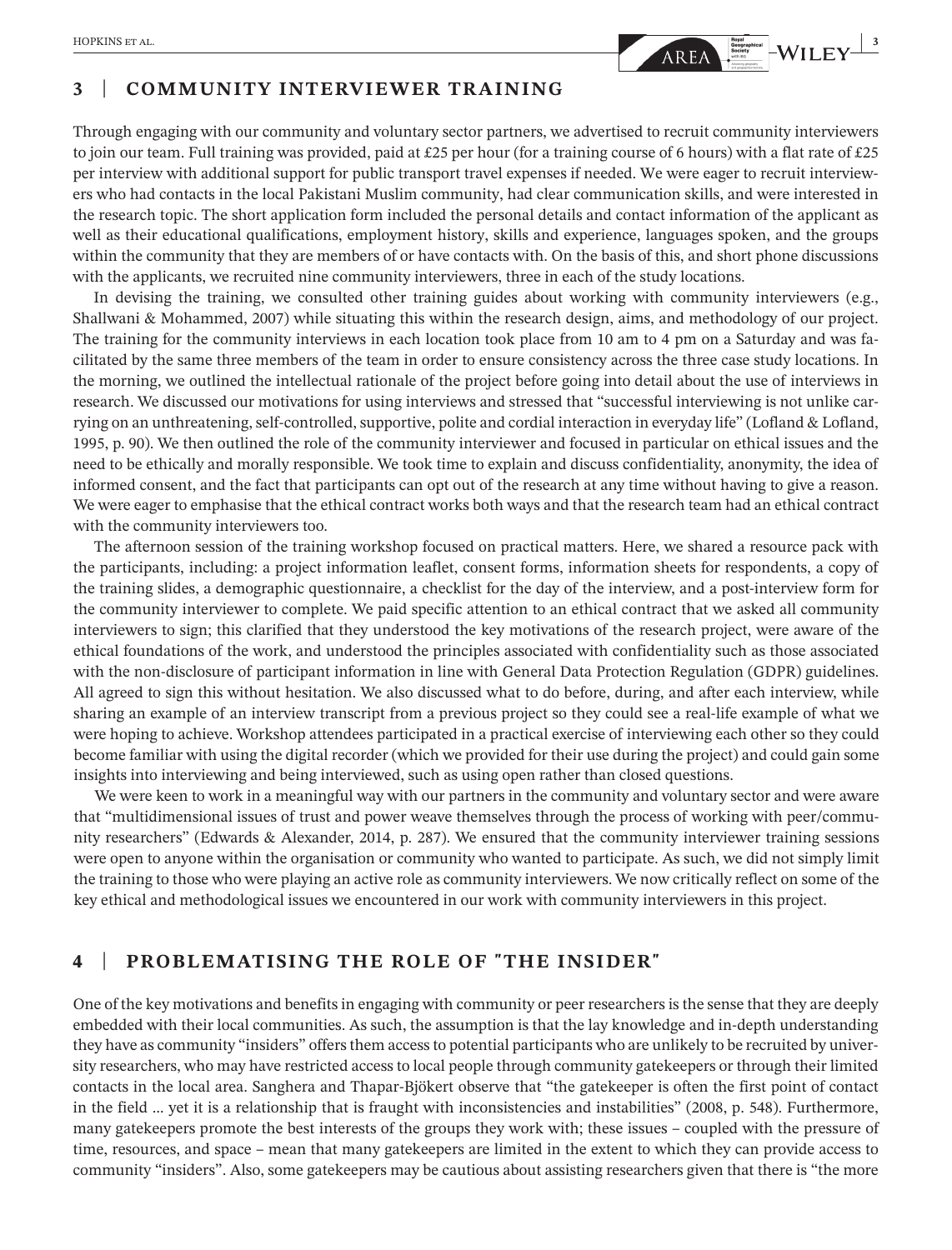## 3 | COMMUNITY INTERVIEWER TRAINING

Through engaging with our community and voluntary sector partners, we advertised to recruit community interviewers to join our team. Full training was provided, paid at £25 per hour (for a training course of 6 hours) with a flat rate of £25 per interview with additional support for public transport travel expenses if needed. We were eager to recruit interviewers who had contacts in the local Pakistani Muslim community, had clear communication skills, and were interested in the research topic. The short application form included the personal details and contact information of the applicant as well as their educational qualifications, employment history, skills and experience, languages spoken, and the groups within the community that they are members of or have contacts with. On the basis of this, and short phone discussions with the applicants, we recruited nine community interviewers, three in each of the study locations.

In devising the training, we consulted other training guides about working with community interviewers (e.g., Shallwani & Mohammed, 2007) while situating this within the research design, aims, and methodology of our project. The training for the community interviews in each location took place from 10 am to 4 pm on a Saturday and was facilitated by the same three members of the team in order to ensure consistency across the three case study locations. In the morning, we outlined the intellectual rationale of the project before going into detail about the use of interviews in research. We discussed our motivations for using interviews and stressed that "successful interviewing is not unlike carrying on an unthreatening, self-controlled, supportive, polite and cordial interaction in everyday life" (Lofland & Lofland, 1995, p. 90). We then outlined the role of the community interviewer and focused in particular on ethical issues and the need to be ethically and morally responsible. We took time to explain and discuss confidentiality, anonymity, the idea of informed consent, and the fact that participants can opt out of the research at any time without having to give a reason. We were eager to emphasise that the ethical contract works both ways and that the research team had an ethical contract with the community interviewers too.

The afternoon session of the training workshop focused on practical matters. Here, we shared a resource pack with the participants, including: a project information leaflet, consent forms, information sheets for respondents, a copy of the training slides, a demographic questionnaire, a checklist for the day of the interview, and a post-interview form for the community interviewer to complete. We paid specific attention to an ethical contract that we asked all community interviewers to sign; this clarified that they understood the key motivations of the research project, were aware of the ethical foundations of the work, and understood the principles associated with confidentiality such as those associated with the non-disclosure of participant information in line with General Data Protection Regulation (GDPR) guidelines. All agreed to sign this without hesitation. We also discussed what to do before, during, and after each interview, while sharing an example of an interview transcript from a previous project so they could see a real-life example of what we were hoping to achieve. Workshop attendees participated in a practical exercise of interviewing each other so they could become familiar with using the digital recorder (which we provided for their use during the project) and could gain some insights into interviewing and being interviewed, such as using open rather than closed questions.

We were keen to work in a meaningful way with our partners in the community and voluntary sector and were aware that "multidimensional issues of trust and power weave themselves through the process of working with peer/community researchers" (Edwards & Alexander, 2014, p. 287). We ensured that the community interviewer training sessions were open to anyone within the organisation or community who wanted to participate. As such, we did not simply limit the training to those who were playing an active role as community interviewers. We now critically reflect on some of the key ethical and methodological issues we encountered in our work with community interviewers in this project.

## 4 | PROBLEMATISING THE ROLE OF "THE INSIDER"

One of the key motivations and benefits in engaging with community or peer researchers is the sense that they are deeply embedded with their local communities. As such, the assumption is that the lay knowledge and in-depth understanding they have as community "insiders" offers them access to potential participants who are unlikely to be recruited by university researchers, who may have restricted access to local people through community gatekeepers or through their limited contacts in the local area. Sanghera and Thapar-Björkert observe that "the gatekeeper is often the first point of contact in the field ... yet it is a relationship that is fraught with inconsistencies and instabilities" (2008, p. 548). Furthermore, many gatekeepers promote the best interests of the groups they work with; these issues – coupled with the pressure of time, resources, and space – mean that many gatekeepers are limited in the extent to which they can provide access to community "insiders". Also, some gatekeepers may be cautious about assisting researchers given that there is "the more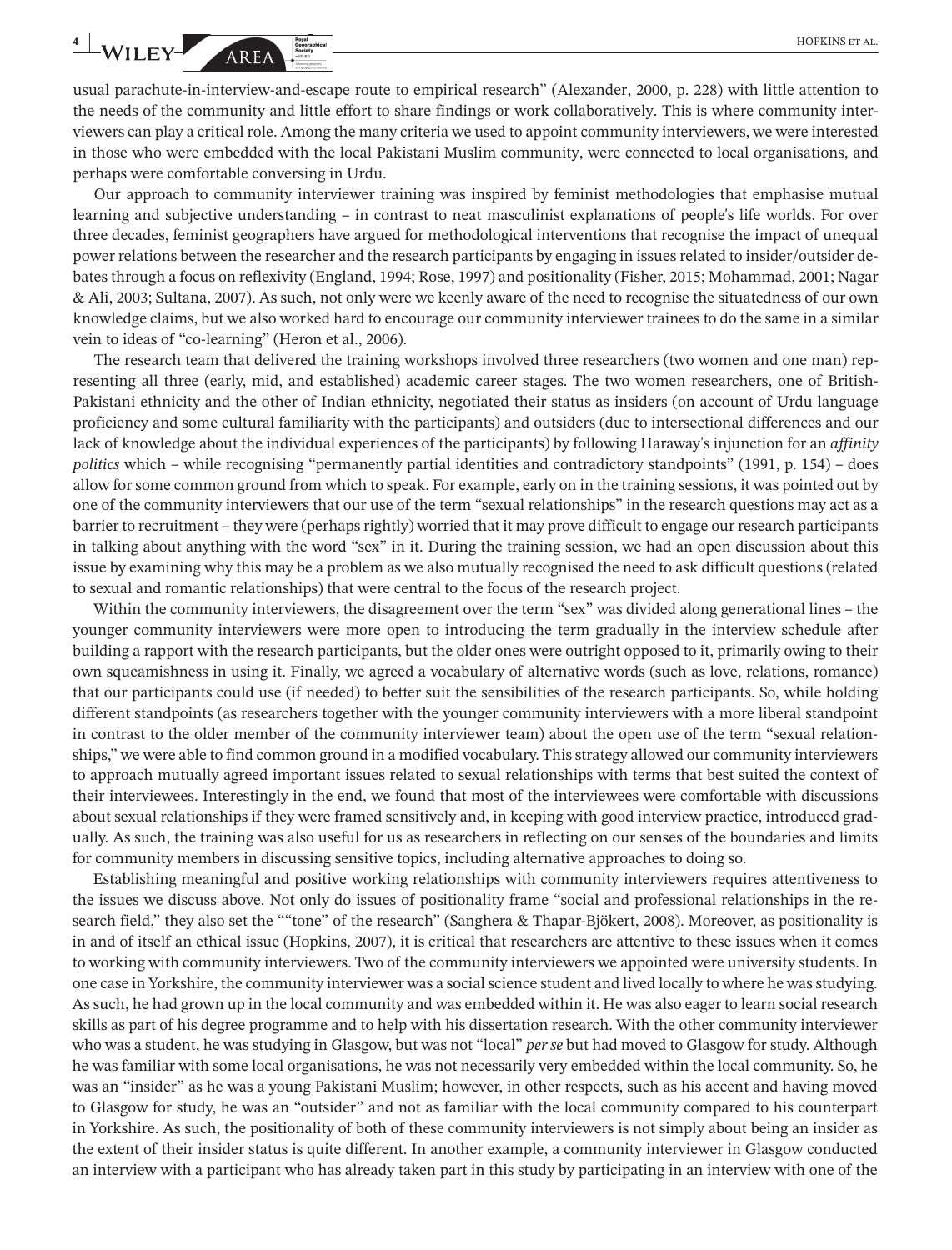usual parachute-in-interview-and-escape route to empirical research" (Alexander, 2000, p. 228) with little attention to the needs of the community and little effort to share findings or work collaboratively. This is where community interviewers can play a critical role. Among the many criteria we used to appoint community interviewers, we were interested in those who were embedded with the local Pakistani Muslim community, were connected to local organisations, and perhaps were comfortable conversing in Urdu.

Our approach to community interviewer training was inspired by feminist methodologies that emphasise mutual learning and subjective understanding – in contrast to neat masculinist explanations of people's life worlds. For over three decades, feminist geographers have argued for methodological interventions that recognise the impact of unequal power relations between the researcher and the research participants by engaging in issues related to insider/outsider debates through a focus on reflexivity (England, 1994; Rose, 1997) and positionality (Fisher, 2015; Mohammad, 2001; Nagar & Ali, 2003; Sultana, 2007). As such, not only were we keenly aware of the need to recognise the situatedness of our own knowledge claims, but we also worked hard to encourage our community interviewer trainees to do the same in a similar vein to ideas of "co-learning" (Heron et al., 2006).

The research team that delivered the training workshops involved three researchers (two women and one man) representing all three (early, mid, and established) academic career stages. The two women researchers, one of British-Pakistani ethnicity and the other of Indian ethnicity, negotiated their status as insiders (on account of Urdu language proficiency and some cultural familiarity with the participants) and outsiders (due to intersectional differences and our lack of knowledge about the individual experiences of the participants) by following Haraway's injunction for an *affinity politics* which – while recognising "permanently partial identities and contradictory standpoints" (1991, p. 154) – does allow for some common ground from which to speak. For example, early on in the training sessions, it was pointed out by one of the community interviewers that our use of the term "sexual relationships" in the research questions may act as a barrier to recruitment – they were (perhaps rightly) worried that it may prove difficult to engage our research participants in talking about anything with the word "sex" in it. During the training session, we had an open discussion about this issue by examining why this may be a problem as we also mutually recognised the need to ask difficult questions (related to sexual and romantic relationships) that were central to the focus of the research project.

Within the community interviewers, the disagreement over the term "sex" was divided along generational lines – the younger community interviewers were more open to introducing the term gradually in the interview schedule after building a rapport with the research participants, but the older ones were outright opposed to it, primarily owing to their own squeamishness in using it. Finally, we agreed a vocabulary of alternative words (such as love, relations, romance) that our participants could use (if needed) to better suit the sensibilities of the research participants. So, while holding different standpoints (as researchers together with the younger community interviewers with a more liberal standpoint in contrast to the older member of the community interviewer team) about the open use of the term "sexual relationships," we were able to find common ground in a modified vocabulary. This strategy allowed our community interviewers to approach mutually agreed important issues related to sexual relationships with terms that best suited the context of their interviewees. Interestingly in the end, we found that most of the interviewees were comfortable with discussions about sexual relationships if they were framed sensitively and, in keeping with good interview practice, introduced gradually. As such, the training was also useful for us as researchers in reflecting on our senses of the boundaries and limits for community members in discussing sensitive topics, including alternative approaches to doing so.

Establishing meaningful and positive working relationships with community interviewers requires attentiveness to the issues we discuss above. Not only do issues of positionality frame "social and professional relationships in the research field," they also set the ""tone" of the research" (Sanghera & Thapar-Björkert, 2008). Moreover, as positionality is in and of itself an ethical issue (Hopkins, 2007), it is critical that researchers are attentive to these issues when it comes to working with community interviewers. Two of the community interviewers we appointed were university students. In one case in Yorkshire, the community interviewer was a social science student and lived locally to where he was studying. As such, he had grown up in the local community and was embedded within it. He was also eager to learn social research skills as part of his degree programme and to help with his dissertation research. With the other community interviewer who was a student, he was studying in Glasgow, but was not "local" *per se* but had moved to Glasgow for study. Although he was familiar with some local organisations, he was not necessarily very embedded within the local community. So, he was an "insider" as he was a young Pakistani Muslim; however, in other respects, such as his accent and having moved to Glasgow for study, he was an "outsider" and not as familiar with the local community compared to his counterpart in Yorkshire. As such, the positionality of both of these community interviewers is not simply about being an insider as the extent of their insider status is quite different. In another example, a community interviewer in Glasgow conducted an interview with a participant who has already taken part in this study by participating in an interview with one of the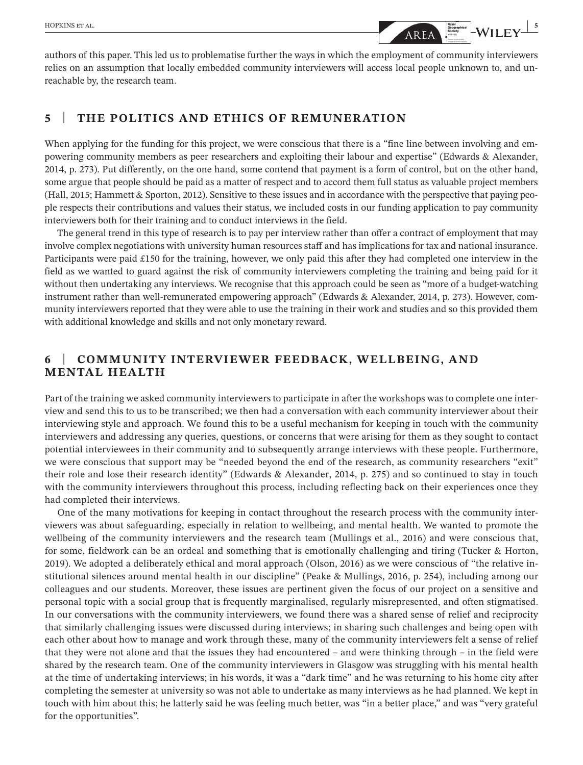authors of this paper. This led us to problematise further the ways in which the employment of community interviewers relies on an assumption that locally embedded community interviewers will access local people unknown to, and unreachable by, the research team.

## 5 | THE POLITICS AND ETHICS OF REMUNERATION

When applying for the funding for this project, we were conscious that there is a "fine line between involving and empowering community members as peer researchers and exploiting their labour and expertise" (Edwards & Alexander, 2014, p. 273). Put differently, on the one hand, some contend that payment is a form of control, but on the other hand, some argue that people should be paid as a matter of respect and to accord them full status as valuable project members (Hall, 2015; Hammett & Sporton, 2012). Sensitive to these issues and in accordance with the perspective that paying people respects their contributions and values their status, we included costs in our funding application to pay community interviewers both for their training and to conduct interviews in the field.

The general trend in this type of research is to pay per interview rather than offer a contract of employment that may involve complex negotiations with university human resources staff and has implications for tax and national insurance. Participants were paid £150 for the training, however, we only paid this after they had completed one interview in the field as we wanted to guard against the risk of community interviewers completing the training and being paid for it without then undertaking any interviews. We recognise that this approach could be seen as "more of a budget-watching instrument rather than well-remunerated empowering approach" (Edwards & Alexander, 2014, p. 273). However, community interviewers reported that they were able to use the training in their work and studies and so this provided them with additional knowledge and skills and not only monetary reward.

## 6 | COMMUNITY INTERVIEWER FEEDBACK, WELLBEING, AND MENTAL HEALTH

Part of the training we asked community interviewers to participate in after the workshops was to complete one interview and send this to us to be transcribed; we then had a conversation with each community interviewer about their interviewing style and approach. We found this to be a useful mechanism for keeping in touch with the community interviewers and addressing any queries, questions, or concerns that were arising for them as they sought to contact potential interviewees in their community and to subsequently arrange interviews with these people. Furthermore, we were conscious that support may be "needed beyond the end of the research, as community researchers "exit" their role and lose their research identity" (Edwards & Alexander, 2014, p. 275) and so continued to stay in touch with the community interviewers throughout this process, including reflecting back on their experiences once they had completed their interviews.

One of the many motivations for keeping in contact throughout the research process with the community interviewers was about safeguarding, especially in relation to wellbeing, and mental health. We wanted to promote the wellbeing of the community interviewers and the research team (Mullings et al., 2016) and were conscious that, for some, fieldwork can be an ordeal and something that is emotionally challenging and tiring (Tucker & Horton, 2019). We adopted a deliberately ethical and moral approach (Olson, 2016) as we were conscious of "the relative institutional silences around mental health in our discipline" (Peake & Mullings, 2016, p. 254), including among our colleagues and our students. Moreover, these issues are pertinent given the focus of our project on a sensitive and personal topic with a social group that is frequently marginalised, regularly misrepresented, and often stigmatised. In our conversations with the community interviewers, we found there was a shared sense of relief and reciprocity that similarly challenging issues were discussed during interviews; in sharing such challenges and being open with each other about how to manage and work through these, many of the community interviewers felt a sense of relief that they were not alone and that the issues they had encountered – and were thinking through – in the field were shared by the research team. One of the community interviewers in Glasgow was struggling with his mental health at the time of undertaking interviews; in his words, it was a "dark time" and he was returning to his home city after completing the semester at university so was not able to undertake as many interviews as he had planned. We kept in touch with him about this; he latterly said he was feeling much better, was "in a better place," and was "very grateful for the opportunities".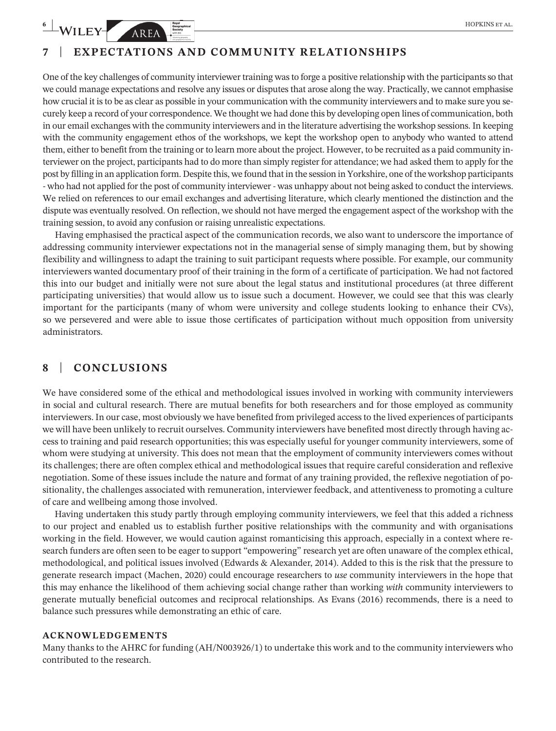## 7 | EXPECTATIONS AND COMMUNITY RELATIONSHIPS

One of the key challenges of community interviewer training was to forge a positive relationship with the participants so that we could manage expectations and resolve any issues or disputes that arose along the way. Practically, we cannot emphasise how crucial it is to be as clear as possible in your communication with the community interviewers and to make sure you securely keep a record of your correspondence. We thought we had done this by developing open lines of communication, both in our email exchanges with the community interviewers and in the literature advertising the workshop sessions. In keeping with the community engagement ethos of the workshops, we kept the workshop open to anybody who wanted to attend them, either to benefit from the training or to learn more about the project. However, to be recruited as a paid community interviewer on the project, participants had to do more than simply register for attendance; we had asked them to apply for the post by filling in an application form. Despite this, we found that in the session in Yorkshire, one of the workshop participants - who had not applied for the post of community interviewer - was unhappy about not being asked to conduct the interviews. We relied on references to our email exchanges and advertising literature, which clearly mentioned the distinction and the dispute was eventually resolved. On reflection, we should not have merged the engagement aspect of the workshop with the training session, to avoid any confusion or raising unrealistic expectations.

Having emphasised the practical aspect of the communication records, we also want to underscore the importance of addressing community interviewer expectations not in the managerial sense of simply managing them, but by showing flexibility and willingness to adapt the training to suit participant requests where possible. For example, our community interviewers wanted documentary proof of their training in the form of a certificate of participation. We had not factored this into our budget and initially were not sure about the legal status and institutional procedures (at three different participating universities) that would allow us to issue such a document. However, we could see that this was clearly important for the participants (many of whom were university and college students looking to enhance their CVs), so we persevered and were able to issue those certificates of participation without much opposition from university administrators.

## 8 | CONCLUSIONS

We have considered some of the ethical and methodological issues involved in working with community interviewers in social and cultural research. There are mutual benefits for both researchers and for those employed as community interviewers. In our case, most obviously we have benefited from privileged access to the lived experiences of participants we will have been unlikely to recruit ourselves. Community interviewers have benefited most directly through having access to training and paid research opportunities; this was especially useful for younger community interviewers, some of whom were studying at university. This does not mean that the employment of community interviewers comes without its challenges; there are often complex ethical and methodological issues that require careful consideration and reflexive negotiation. Some of these issues include the nature and format of any training provided, the reflexive negotiation of positionality, the challenges associated with remuneration, interviewer feedback, and attentiveness to promoting a culture of care and wellbeing among those involved.

Having undertaken this study partly through employing community interviewers, we feel that this added a richness to our project and enabled us to establish further positive relationships with the community and with organisations working in the field. However, we would caution against romanticising this approach, especially in a context where research funders are often seen to be eager to support "empowering" research yet are often unaware of the complex ethical, methodological, and political issues involved (Edwards & Alexander, 2014). Added to this is the risk that the pressure to generate research impact (Machen, 2020) could encourage researchers to *use* community interviewers in the hope that this may enhance the likelihood of them achieving social change rather than working *with* community interviewers to generate mutually beneficial outcomes and reciprocal relationships. As Evans (2016) recommends, there is a need to balance such pressures while demonstrating an ethic of care.

### ACKNOWLEDGEMENTS

Many thanks to the AHRC for funding (AH/N003926/1) to undertake this work and to the community interviewers who contributed to the research.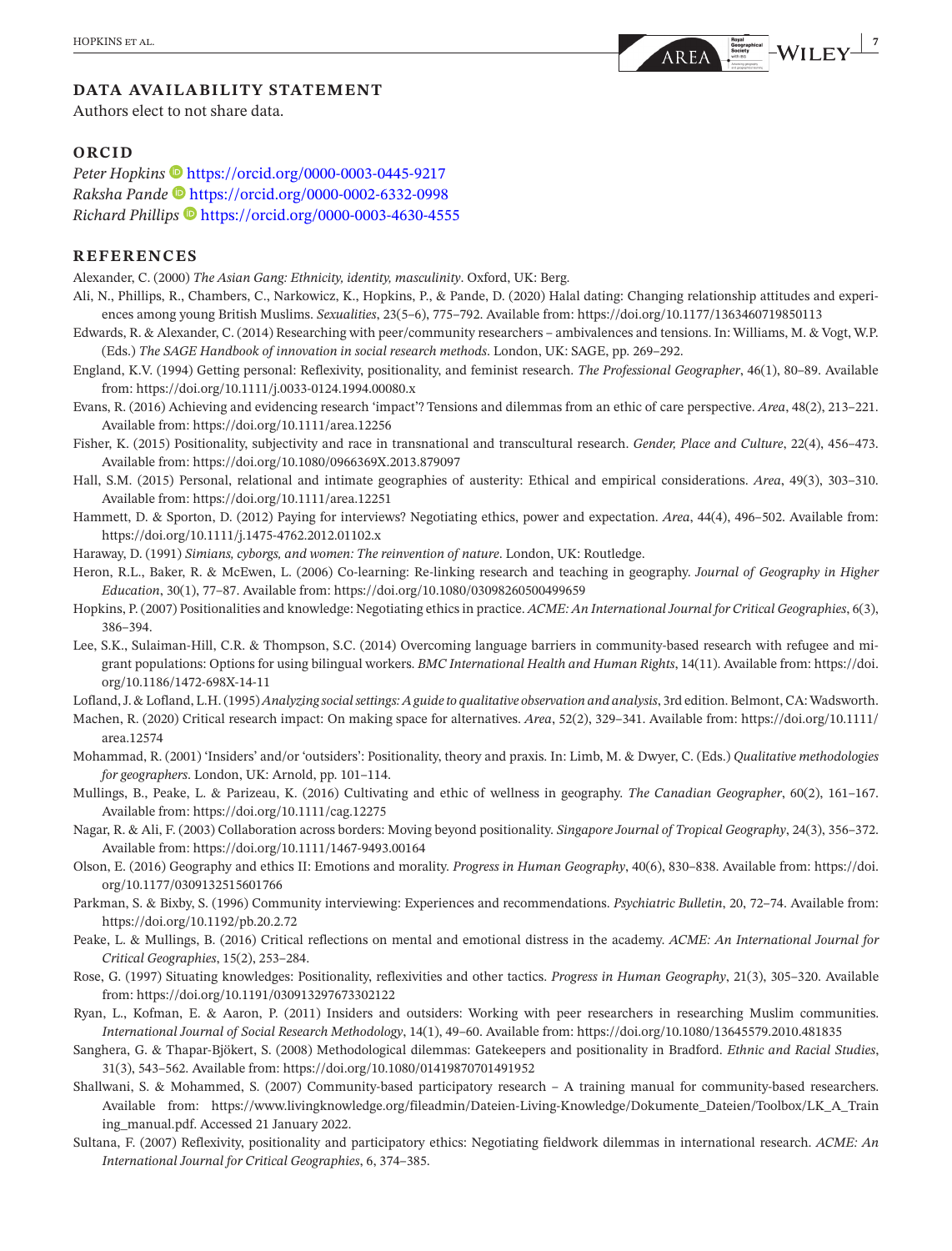## DATA AVAILABILITY STATEMENT

Authors elect to not share data.

## ORCID

*Peter Hopkins* https://orcid.org/0000-0003-0445-9217
*Raksha Pande* https://orcid.org/0000-0002-6332-0998
*Richard Phillips* https://orcid.org/0000-0003-4630-4555

## REFERENCES

Alexander, C. (2000) *The Asian Gang: Ethnicity, identity, masculinity*. Oxford, UK: Berg.

Ali, N., Phillips, R., Chambers, C., Narkowicz, K., Hopkins, P., & Pande, D. (2020) Halal dating: Changing relationship attitudes and experiences among young British Muslims. *Sexualities*, 23(5–6), 775–792. Available from: https://doi.org/10.1177/1363460719850113

Edwards, R. & Alexander, C. (2014) Researching with peer/community researchers – ambivalences and tensions. In: Williams, M. & Vogt, W.P. (Eds.) *The SAGE Handbook of innovation in social research methods*. London, UK: SAGE, pp. 269–292.

England, K.V. (1994) Getting personal: Reflexivity, positionality, and feminist research. *The Professional Geographer*, 46(1), 80–89. Available from: https://doi.org/10.1111/j.0033-0124.1994.00080.x

Evans, R. (2016) Achieving and evidencing research 'impact'? Tensions and dilemmas from an ethic of care perspective. *Area*, 48(2), 213–221. Available from: https://doi.org/10.1111/area.12256

Fisher, K. (2015) Positionality, subjectivity and race in transnational and transcultural research. *Gender, Place and Culture*, 22(4), 456–473. Available from: https://doi.org/10.1080/0966369X.2013.879097

Hall, S.M. (2015) Personal, relational and intimate geographies of austerity: Ethical and empirical considerations. *Area*, 49(3), 303–310. Available from: https://doi.org/10.1111/area.12251

Hammett, D. & Sporton, D. (2012) Paying for interviews? Negotiating ethics, power and expectation. *Area*, 44(4), 496–502. Available from: https://doi.org/10.1111/j.1475-4762.2012.01102.x

Haraway, D. (1991) *Simians, cyborgs, and women: The reinvention of nature*. London, UK: Routledge.

Heron, R.L., Baker, R. & McEwen, L. (2006) Co-learning: Re-linking research and teaching in geography. *Journal of Geography in Higher Education*, 30(1), 77–87. Available from: https://doi.org/10.1080/03098260500499659

Hopkins, P. (2007) Positionalities and knowledge: Negotiating ethics in practice. *ACME: An International Journal for Critical Geographies*, 6(3), 386–394.

Lee, S.K., Sulaiman-Hill, C.R. & Thompson, S.C. (2014) Overcoming language barriers in community-based research with refugee and migrant populations: Options for using bilingual workers. *BMC International Health and Human Rights*, 14(11). Available from: https://doi.org/10.1186/1472-698X-14-11

Lofland, J. & Lofland, L.H. (1995) *Analyzing social settings: A guide to qualitative observation and analysis*, 3rd edition. Belmont, CA: Wadsworth.

Machen, R. (2020) Critical research impact: On making space for alternatives. *Area*, 52(2), 329–341. Available from: https://doi.org/10.1111/area.12574

Mohammad, R. (2001) 'Insiders' and/or 'outsiders': Positionality, theory and praxis. In: Limb, M. & Dwyer, C. (Eds.) *Qualitative methodologies for geographers*. London, UK: Arnold, pp. 101–114.

Mullings, B., Peake, L. & Parizeau, K. (2016) Cultivating and ethic of wellness in geography. *The Canadian Geographer*, 60(2), 161–167. Available from: https://doi.org/10.1111/cag.12275

Nagar, R. & Ali, F. (2003) Collaboration across borders: Moving beyond positionality. *Singapore Journal of Tropical Geography*, 24(3), 356–372. Available from: https://doi.org/10.1111/1467-9493.00164

Olson, E. (2016) Geography and ethics II: Emotions and morality. *Progress in Human Geography*, 40(6), 830–838. Available from: https://doi.org/10.1177/0309132515601766

Parkman, S. & Bixby, S. (1996) Community interviewing: Experiences and recommendations. *Psychiatric Bulletin*, 20, 72–74. Available from: https://doi.org/10.1192/pb.20.2.72

Peake, L. & Mullings, B. (2016) Critical reflections on mental and emotional distress in the academy. *ACME: An International Journal for Critical Geographies*, 15(2), 253–284.

Rose, G. (1997) Situating knowledges: Positionality, reflexivities and other tactics. *Progress in Human Geography*, 21(3), 305–320. Available from: https://doi.org/10.1191/030913297673302122

Ryan, L., Kofman, E. & Aaron, P. (2011) Insiders and outsiders: Working with peer researchers in researching Muslim communities. *International Journal of Social Research Methodology*, 14(1), 49–60. Available from: https://doi.org/10.1080/13645579.2010.481835

Sanghera, G. & Thapar-Björkert, S. (2008) Methodological dilemmas: Gatekeepers and positionality in Bradford. *Ethnic and Racial Studies*, 31(3), 543–562. Available from: https://doi.org/10.1080/01419870701491952

Shallwani, S. & Mohammed, S. (2007) Community-based participatory research – A training manual for community-based researchers. Available from: https://www.livingknowledge.org/fileadmin/Dateien-Living-Knowledge/Dokumente_Dateien/Toolbox/LK_A_Training_manual.pdf. Accessed 21 January 2022.

Sultana, F. (2007) Reflexivity, positionality and participatory ethics: Negotiating fieldwork dilemmas in international research. *ACME: An International Journal for Critical Geographies*, 6, 374–385.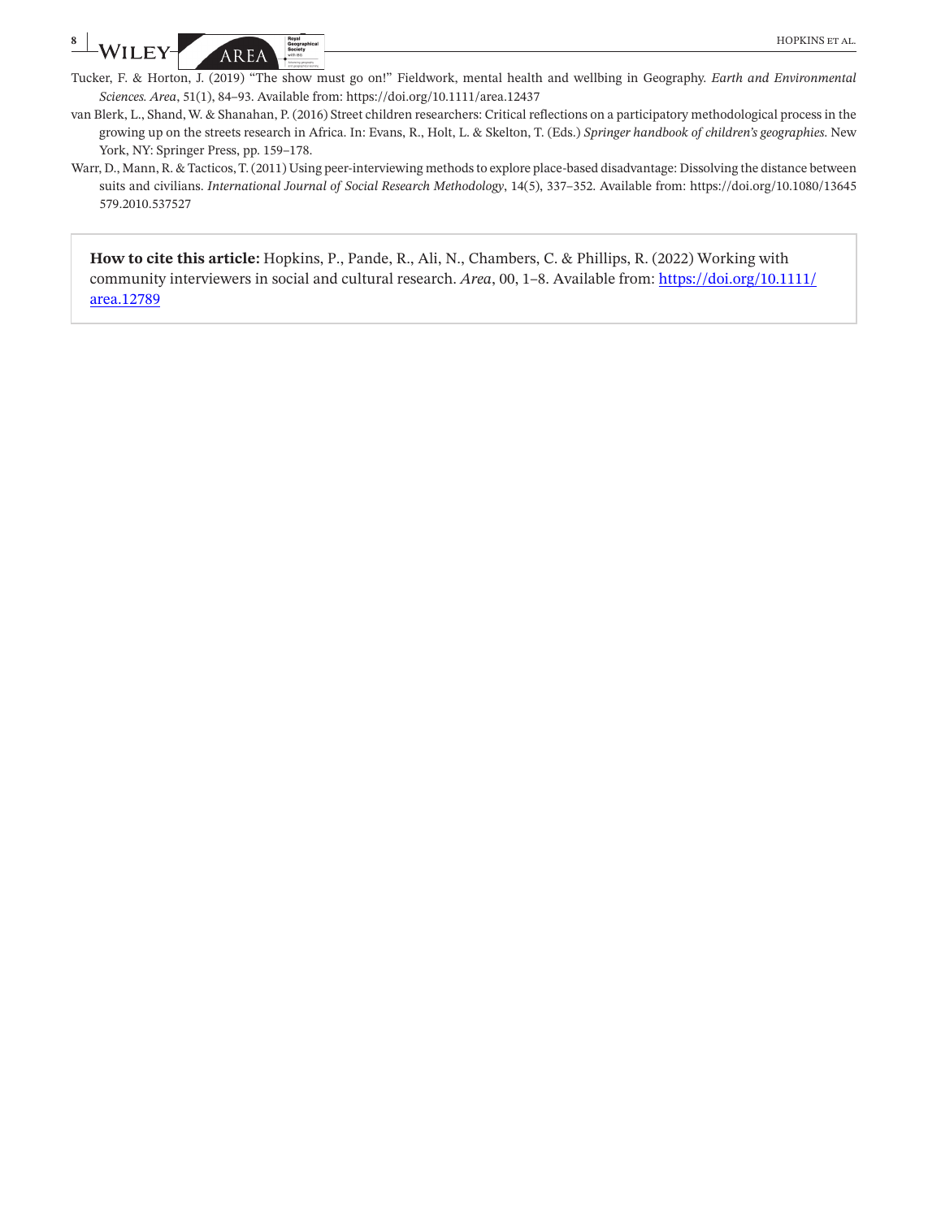Tucker, F. & Horton, J. (2019) "The show must go on!" Fieldwork, mental health and wellbing in Geography. *Earth and Environmental Sciences. Area*, 51(1), 84–93. Available from: https://doi.org/10.1111/area.12437

van Blerk, L., Shand, W. & Shanahan, P. (2016) Street children researchers: Critical reflections on a participatory methodological process in the growing up on the streets research in Africa. In: Evans, R., Holt, L. & Skelton, T. (Eds.) *Springer handbook of children's geographies*. New York, NY: Springer Press, pp. 159–178.

Warr, D., Mann, R. & Tacticos, T. (2011) Using peer-interviewing methods to explore place-based disadvantage: Dissolving the distance between suits and civilians. *International Journal of Social Research Methodology*, 14(5), 337–352. Available from: https://doi.org/10.1080/13645579.2010.537527

**How to cite this article:** Hopkins, P., Pande, R., Ali, N., Chambers, C. & Phillips, R. (2022) Working with community interviewers in social and cultural research. *Area*, 00, 1–8. Available from: https://doi.org/10.1111/area.12789